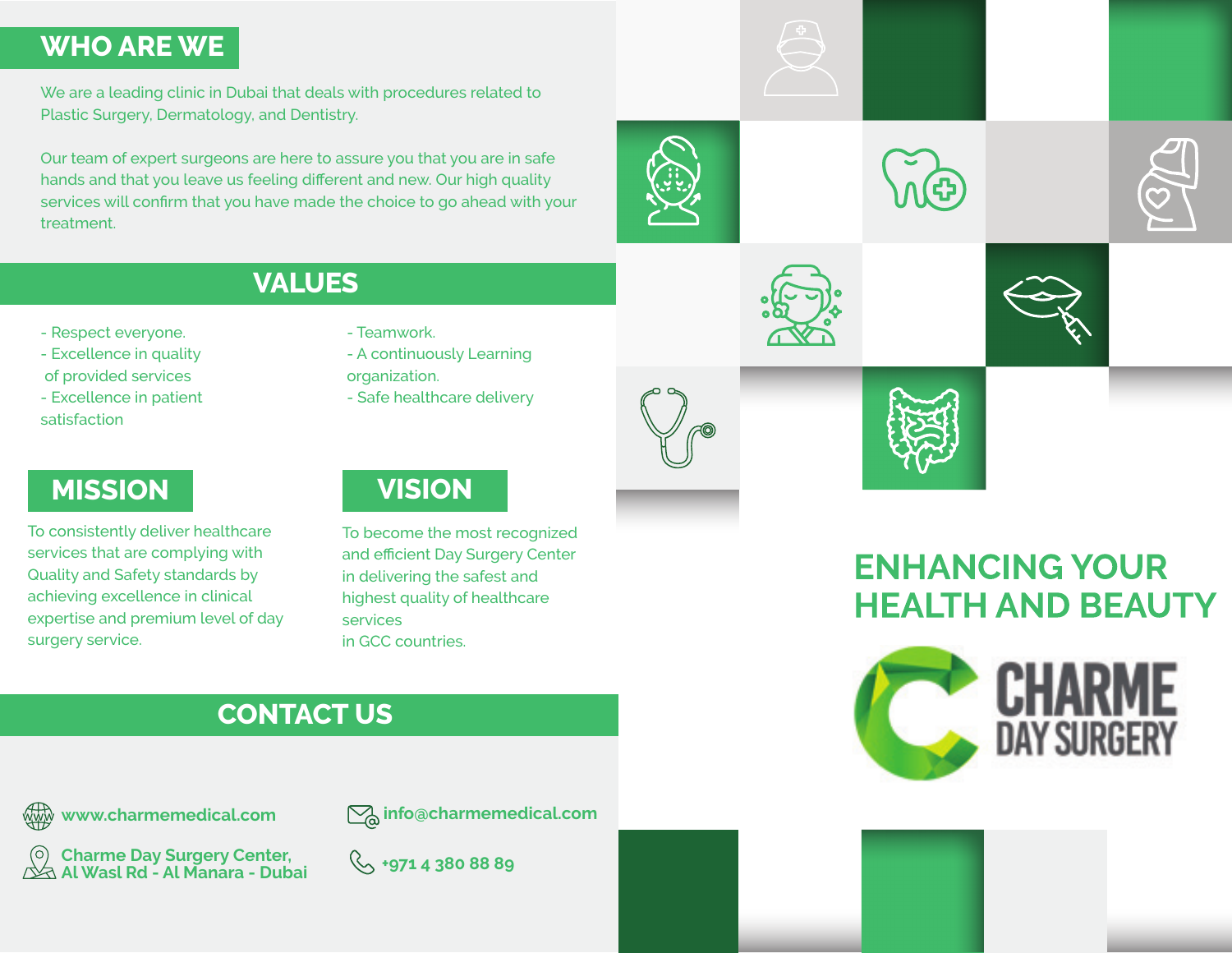## WHO ARE WE

We are a leading clinic in Dubai that deals with procedures related to Plastic Surgery, Dermatology, and Dentistry.

Our team of expert surgeons are here to assure you that you are in safe hands and that you leave us feeling different and new. Our high quality services will confirm that you have made the choice to go ahead with your treatment.

## VALUES

- Respect everyone.
- Excellence in quality of provided services
- Excellence in patient satisfaction
- Teamwork.
- A continuously Learning organization.
- Safe healthcare delivery

## MISSION

To consistently deliver healthcare services that are complying with Quality and Safety standards by achieving excellence in clinical expertise and premium level of day surgery service.

## VISION

To become the most recognized and efficient Day Surgery Center in delivering the safest and highest quality of healthcare services in GCC countries.

## CONTACT US

**www.charmemedical.com**

**Charme Day Surgery Center, Al Wasl Rd - Al Manara - Dubai**

**info@charmemedical.com**

**+971 4 380 88 89**

# ENHANCING YOUR HEALTH AND BEAUTY

**CHARME DAY SURGERY**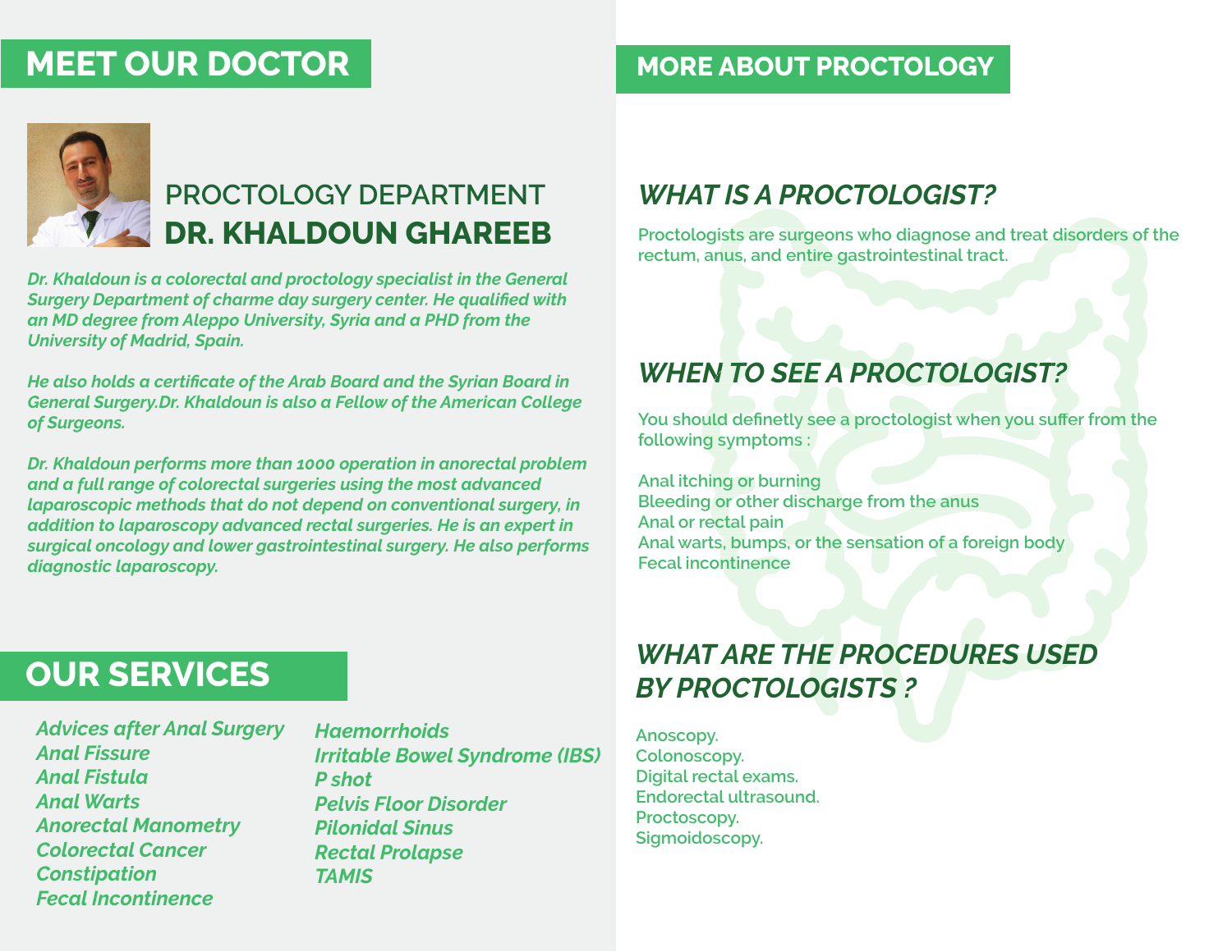## MEET OUR DOCTOR

### PROCTOLOGY DEPARTMENT
### DR. KHALDOUN GHAREEB

*Dr. Khaldoun is a colorectal and proctology specialist in the General Surgery Department of charme day surgery center. He qualified with an MD degree from Aleppo University, Syria and a PHD from the University of Madrid, Spain.*

*He also holds a certificate of the Arab Board and the Syrian Board in General Surgery.Dr. Khaldoun is also a Fellow of the American College of Surgeons.*

*Dr. Khaldoun performs more than 1000 operation in anorectal problem and a full range of colorectal surgeries using the most advanced laparoscopic methods that do not depend on conventional surgery, in addition to laparoscopy advanced rectal surgeries. He is an expert in surgical oncology and lower gastrointestinal surgery. He also performs diagnostic laparoscopy.*

## OUR SERVICES

- *Advices after Anal Surgery*
- *Anal Fissure*
- *Anal Fistula*
- *Anal Warts*
- *Anorectal Manometry*
- *Colorectal Cancer*
- *Constipation*
- *Fecal Incontinence*
- *Haemorrhoids*
- *Irritable Bowel Syndrome (IBS)*
- *P shot*
- *Pelvis Floor Disorder*
- *Pilonidal Sinus*
- *Rectal Prolapse*
- *TAMIS*

## MORE ABOUT PROCTOLOGY

### *WHAT IS A PROCTOLOGIST?*

Proctologists are surgeons who diagnose and treat disorders of the rectum, anus, and entire gastrointestinal tract.

### *WHEN TO SEE A PROCTOLOGIST?*

You should definetly see a proctologist when you suffer from the following symptoms :

Anal itching or burning
Bleeding or other discharge from the anus
Anal or rectal pain
Anal warts, bumps, or the sensation of a foreign body
Fecal incontinence

### *WHAT ARE THE PROCEDURES USED BY PROCTOLOGISTS ?*

Anoscopy.
Colonoscopy.
Digital rectal exams.
Endorectal ultrasound.
Proctoscopy.
Sigmoidoscopy.